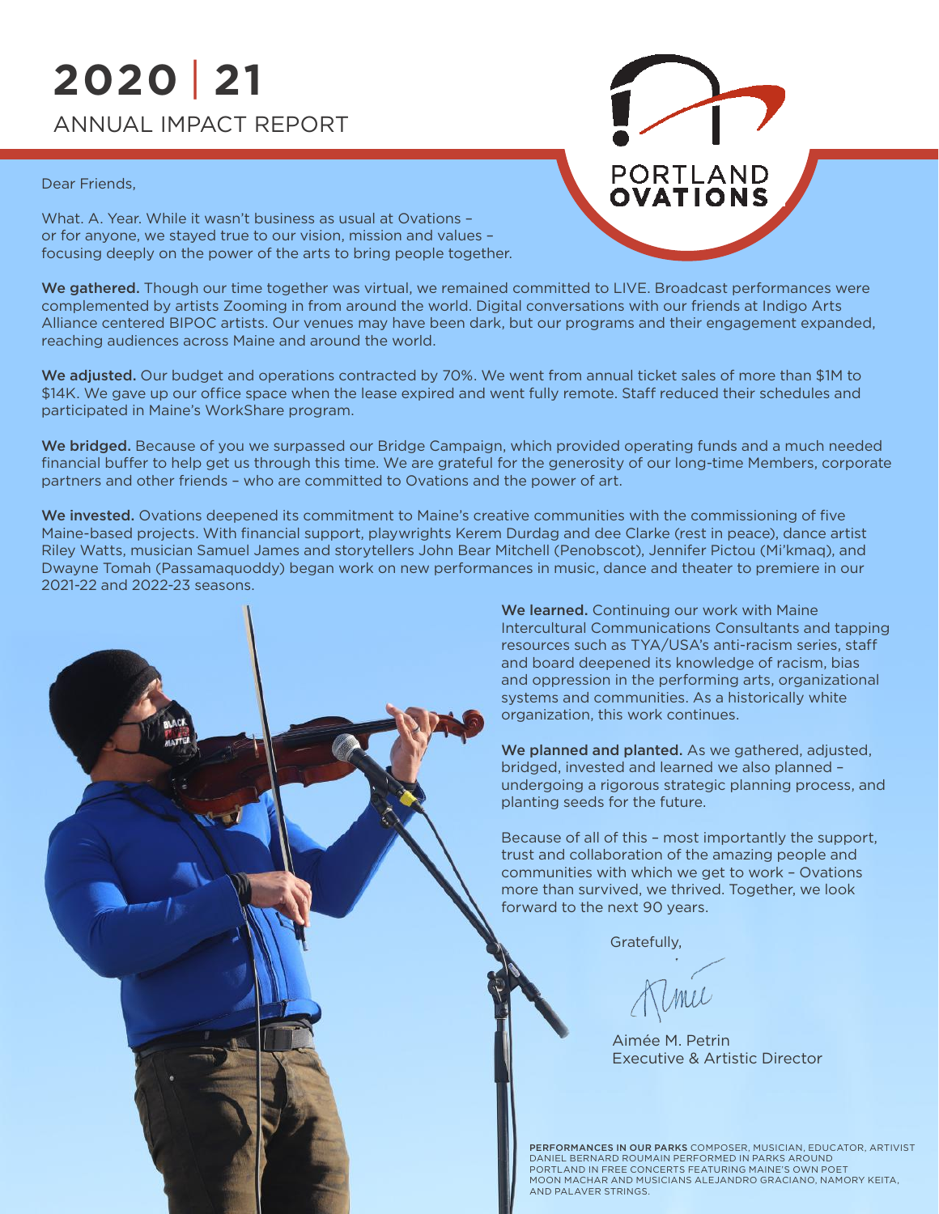# 2020 | 21

ANNUAL IMPACT REPORT

PORTLAND OVATIONS

Dear Friends,

What. A. Year. While it wasn't business as usual at Ovations – or for anyone, we stayed true to our vision, mission and values – focusing deeply on the power of the arts to bring people together.

**We gathered.** Though our time together was virtual, we remained committed to LIVE. Broadcast performances were complemented by artists Zooming in from around the world. Digital conversations with our friends at Indigo Arts Alliance centered BIPOC artists. Our venues may have been dark, but our programs and their engagement expanded, reaching audiences across Maine and around the world.

**We adjusted.** Our budget and operations contracted by 70%. We went from annual ticket sales of more than $1M to $14K. We gave up our office space when the lease expired and went fully remote. Staff reduced their schedules and participated in Maine's WorkShare program.

**We bridged.** Because of you we surpassed our Bridge Campaign, which provided operating funds and a much needed financial buffer to help get us through this time. We are grateful for the generosity of our long-time Members, corporate partners and other friends – who are committed to Ovations and the power of art.

**We invested.** Ovations deepened its commitment to Maine's creative communities with the commissioning of five Maine-based projects. With financial support, playwrights Kerem Durdag and dee Clarke (rest in peace), dance artist Riley Watts, musician Samuel James and storytellers John Bear Mitchell (Penobscot), Jennifer Pictou (Mi'kmaq), and Dwayne Tomah (Passamaquoddy) began work on new performances in music, dance and theater to premiere in our 2021-22 and 2022-23 seasons.

**We learned.** Continuing our work with Maine Intercultural Communications Consultants and tapping resources such as TYA/USA's anti-racism series, staff and board deepened its knowledge of racism, bias and oppression in the performing arts, organizational systems and communities. As a historically white organization, this work continues.

**We planned and planted.** As we gathered, adjusted, bridged, invested and learned we also planned – undergoing a rigorous strategic planning process, and planting seeds for the future.

Because of all of this – most importantly the support, trust and collaboration of the amazing people and communities with which we get to work – Ovations more than survived, we thrived. Together, we look forward to the next 90 years.

Gratefully,

Aimée M. Petrin
Executive & Artistic Director

**PERFORMANCES IN OUR PARKS** COMPOSER, MUSICIAN, EDUCATOR, ARTIVIST DANIEL BERNARD ROUMAIN PERFORMED IN PARKS AROUND PORTLAND IN FREE CONCERTS FEATURING MAINE'S OWN POET MOON MACHAR AND MUSICIANS ALEJANDRO GRACIANO, NAMORY KEITA, AND PALAVER STRINGS.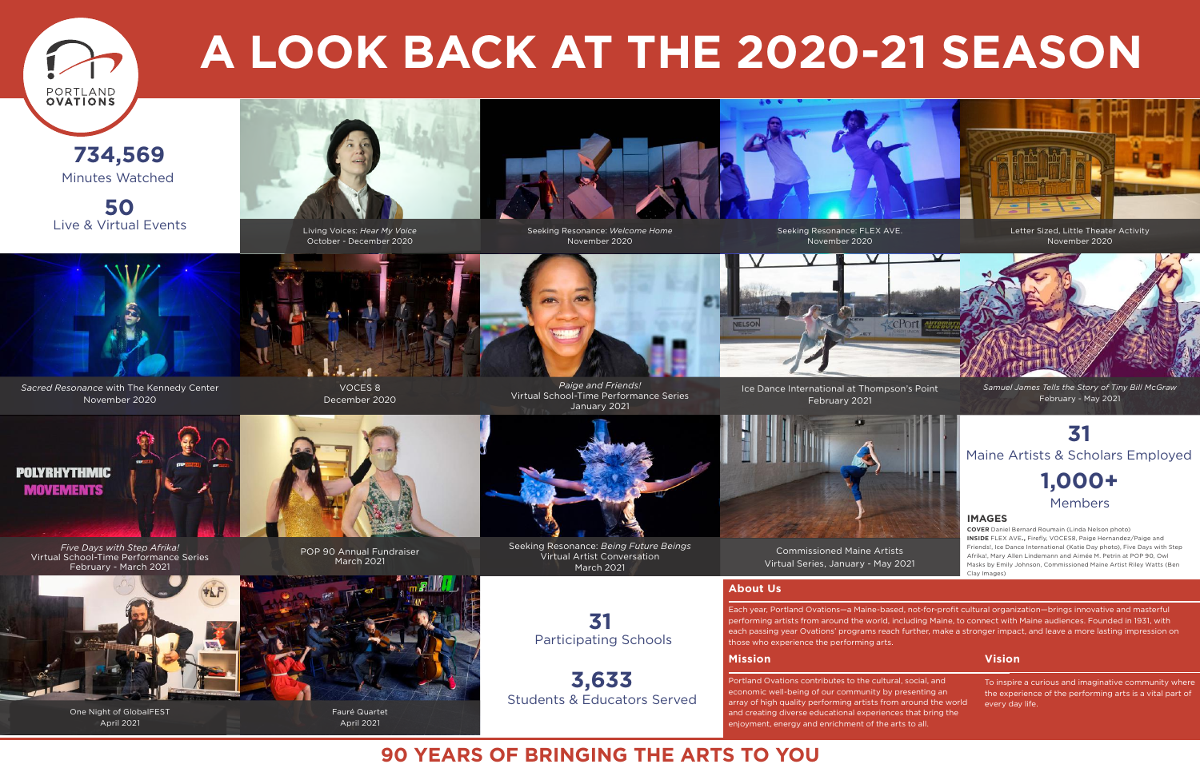# A LOOK BACK AT THE 2020-21 SEASON

PORTLAND OVATIONS

**734,569**
Minutes Watched

**50**
Live & Virtual Events

Living Voices: *Hear My Voice*
October - December 2020

Seeking Resonance: *Welcome Home*
November 2020

Seeking Resonance: FLEX AVE.
November 2020

Letter Sized, Little Theater Activity
November 2020

*Sacred Resonance* with The Kennedy Center
November 2020

VOCES 8
December 2020

*Paige and Friends!*
Virtual School-Time Performance Series
January 2021

Ice Dance International at Thompson's Point
February 2021

*Samuel James Tells the Story of Tiny Bill McGraw*
February - May 2021

*Five Days with Step Afrika!*
Virtual School-Time Performance Series
February - March 2021

POP 90 Annual Fundraiser
March 2021

Seeking Resonance: *Being Future Beings*
Virtual Artist Conversation
March 2021

Commissioned Maine Artists
Virtual Series, January - May 2021

**31**
Maine Artists & Scholars Employed

**1,000+**
Members

### IMAGES

**COVER** Daniel Bernard Roumain (Linda Nelson photo)
**INSIDE** FLEX AVE., Firefly, VOCES8, Paige Hernandez/Paige and Friends!, Ice Dance International (Katie Day photo), Five Days with Step Afrika!, Mary Allen Lindemann and Aimée M. Petrin at POP 90, Owl Masks by Emily Johnson, Commissioned Maine Artist Riley Watts (Ben Clay Images)

One Night of GlobalFEST
April 2021

Fauré Quartet
April 2021

**31**
Participating Schools

**3,633**
Students & Educators Served

## About Us

Each year, Portland Ovations—a Maine-based, not-for-profit cultural organization—brings innovative and masterful performing artists from around the world, including Maine, to connect with Maine audiences. Founded in 1931, with each passing year Ovations' programs reach further, make a stronger impact, and leave a more lasting impression on those who experience the performing arts.

## Mission

Portland Ovations contributes to the cultural, social, and economic well-being of our community by presenting an array of high quality performing artists from around the world and creating diverse educational experiences that bring the enjoyment, energy and enrichment of the arts to all.

## Vision

To inspire a curious and imaginative community where the experience of the performing arts is a vital part of every day life.

**90 YEARS OF BRINGING THE ARTS TO YOU**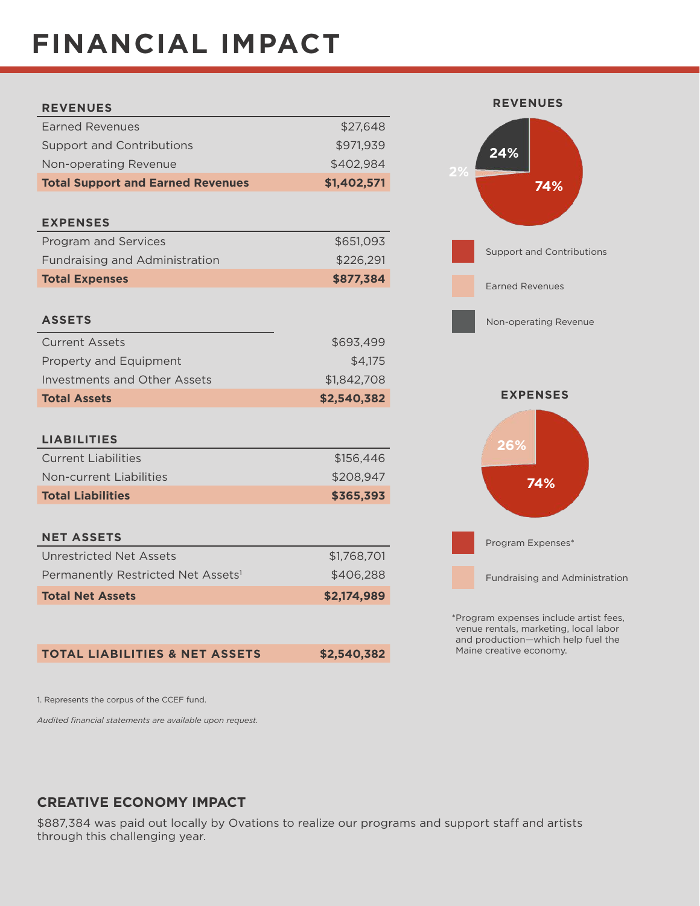# FINANCIAL IMPACT

| REVENUES | |
|---|---|
| Earned Revenues | $27,648 |
| Support and Contributions | $971,939 |
| Non-operating Revenue | $402,984 |
| **Total Support and Earned Revenues** | **$1,402,571** |

| EXPENSES | |
|---|---|
| Program and Services | $651,093 |
| Fundraising and Administration | $226,291 |
| **Total Expenses** | **$877,384** |

| ASSETS | |
|---|---|
| Current Assets | $693,499 |
| Property and Equipment | $4,175 |
| Investments and Other Assets | $1,842,708 |
| **Total Assets** | **$2,540,382** |

| LIABILITIES | |
|---|---|
| Current Liabilities | $156,446 |
| Non-current Liabilities | $208,947 |
| **Total Liabilities** | **$365,393** |

| NET ASSETS | |
|---|---|
| Unrestricted Net Assets | $1,768,701 |
| Permanently Restricted Net Assets[1] | $406,288 |
| **Total Net Assets** | **$2,174,989** |

| | |
|---|---|
| **TOTAL LIABILITIES & NET ASSETS** | **$2,540,382** |

1. Represents the corpus of the CCEF fund.

*Audited financial statements are available upon request.*

**REVENUES**

24%

2%

74%

Support and Contributions

Earned Revenues

Non-operating Revenue

**EXPENSES**

26%

74%

Program Expenses*

Fundraising and Administration

*Program expenses include artist fees, venue rentals, marketing, local labor and production—which help fuel the Maine creative economy.

## CREATIVE ECONOMY IMPACT

$887,384 was paid out locally by Ovations to realize our programs and support staff and artists through this challenging year.